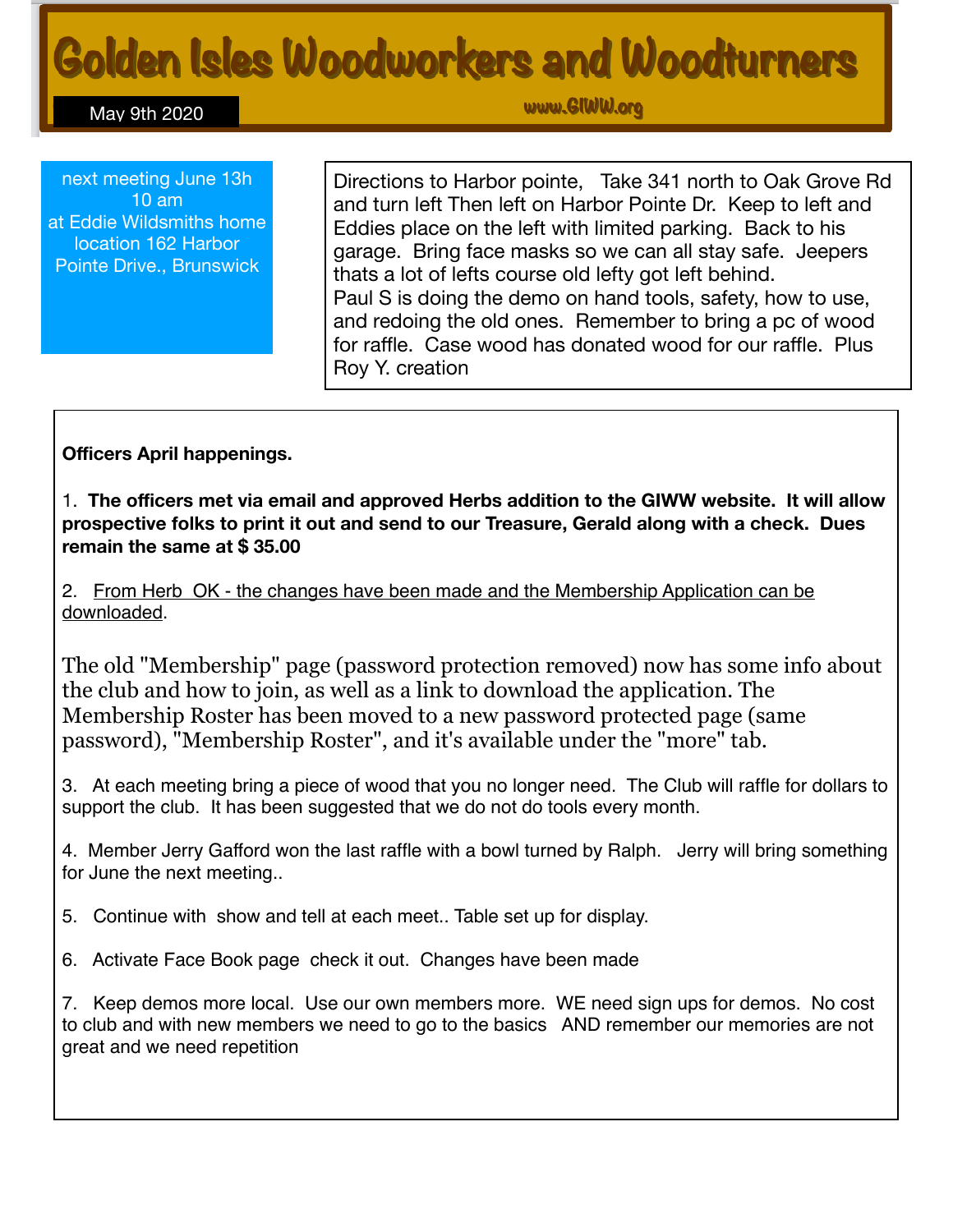# Golden Isles Woodworkers and Woodturners

May 9th 2020

www.GIWW.org

next meeting June 13h
10 am
at Eddie Wildsmiths home
location 162 Harbor Pointe Drive., Brunswick

Directions to Harbor pointe, Take 341 north to Oak Grove Rd and turn left Then left on Harbor Pointe Dr. Keep to left and Eddies place on the left with limited parking. Back to his garage. Bring face masks so we can all stay safe. Jeepers thats a lot of lefts course old lefty got left behind.
Paul S is doing the demo on hand tools, safety, how to use, and redoing the old ones. Remember to bring a pc of wood for raffle. Case wood has donated wood for our raffle. Plus Roy Y. creation

**Officers April happenings.**

1. **The officers met via email and approved Herbs addition to the GIWW website. It will allow prospective folks to print it out and send to our Treasure, Gerald along with a check. Dues remain the same at $ 35.00**

2. From Herb OK - the changes have been made and the Membership Application can be downloaded.

The old "Membership" page (password protection removed) now has some info about the club and how to join, as well as a link to download the application. The Membership Roster has been moved to a new password protected page (same password), "Membership Roster", and it's available under the "more" tab.

3. At each meeting bring a piece of wood that you no longer need. The Club will raffle for dollars to support the club. It has been suggested that we do not do tools every month.

4. Member Jerry Gafford won the last raffle with a bowl turned by Ralph. Jerry will bring something for June the next meeting..

5. Continue with show and tell at each meet.. Table set up for display.

6. Activate Face Book page check it out. Changes have been made

7. Keep demos more local. Use our own members more. WE need sign ups for demos. No cost to club and with new members we need to go to the basics AND remember our memories are not great and we need repetition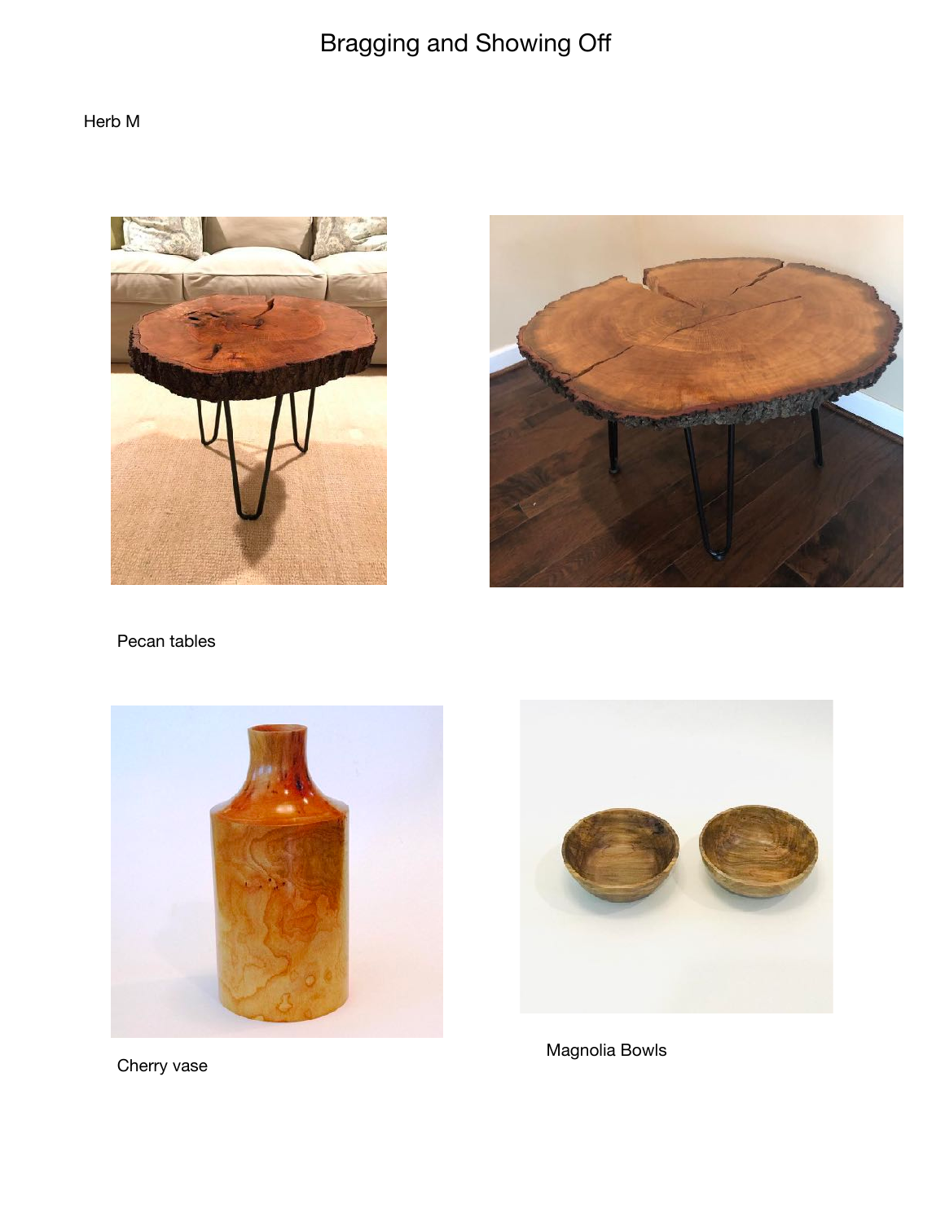# Bragging and Showing Off

Herb M

Pecan tables

Cherry vase

Magnolia Bowls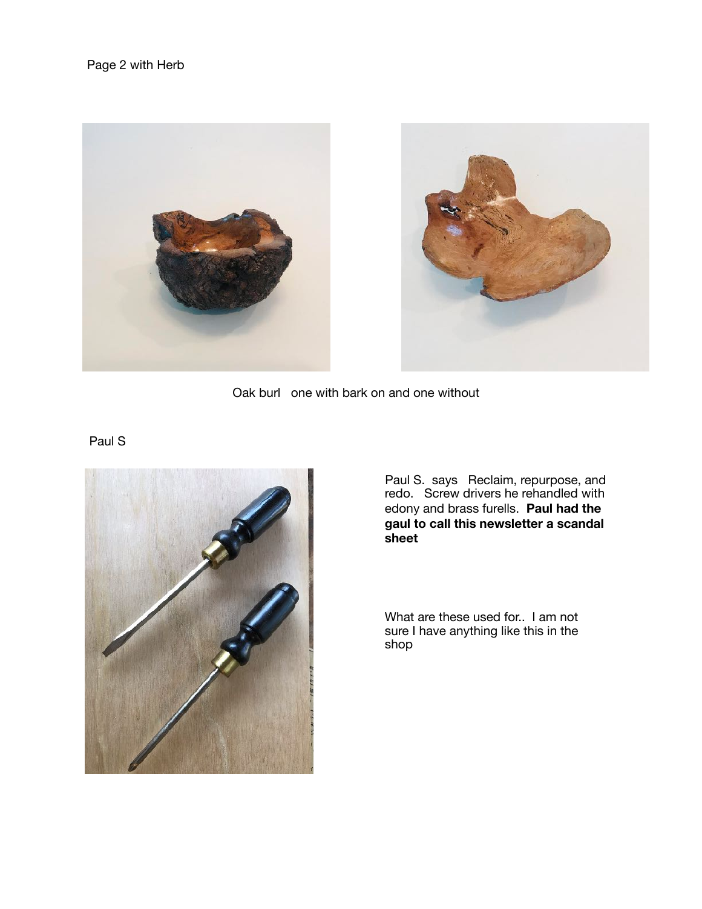Page 2 with Herb

Oak burl   one with bark on and one without

Paul S

Paul S.  says   Reclaim, repurpose, and redo.   Screw drivers he rehandled with edony and brass furells.  **Paul had the gaul to call this newsletter a scandal sheet**

What are these used for..  I am not sure I have anything like this in the shop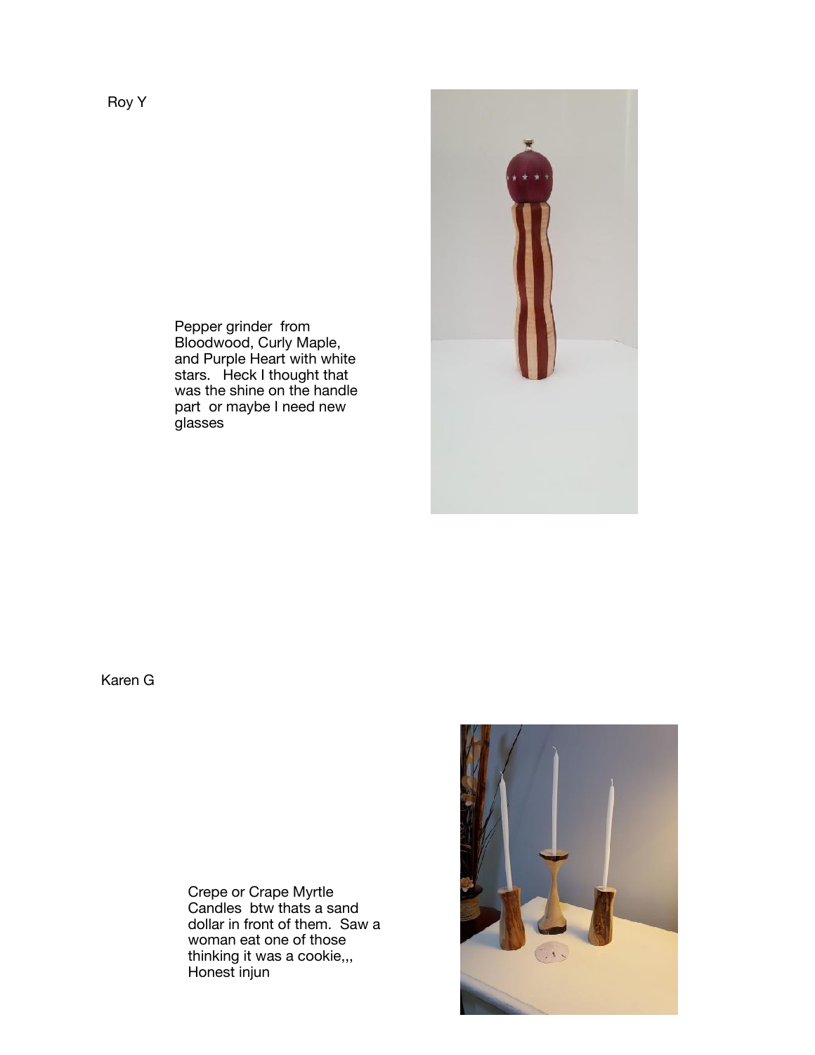Roy Y

Pepper grinder  from Bloodwood, Curly Maple, and Purple Heart with white stars.   Heck I thought that was the shine on the handle part  or maybe I need new glasses

Karen G

Crepe or Crape Myrtle Candles  btw thats a sand dollar in front of them.  Saw a woman eat one of those thinking it was a cookie,,, Honest injun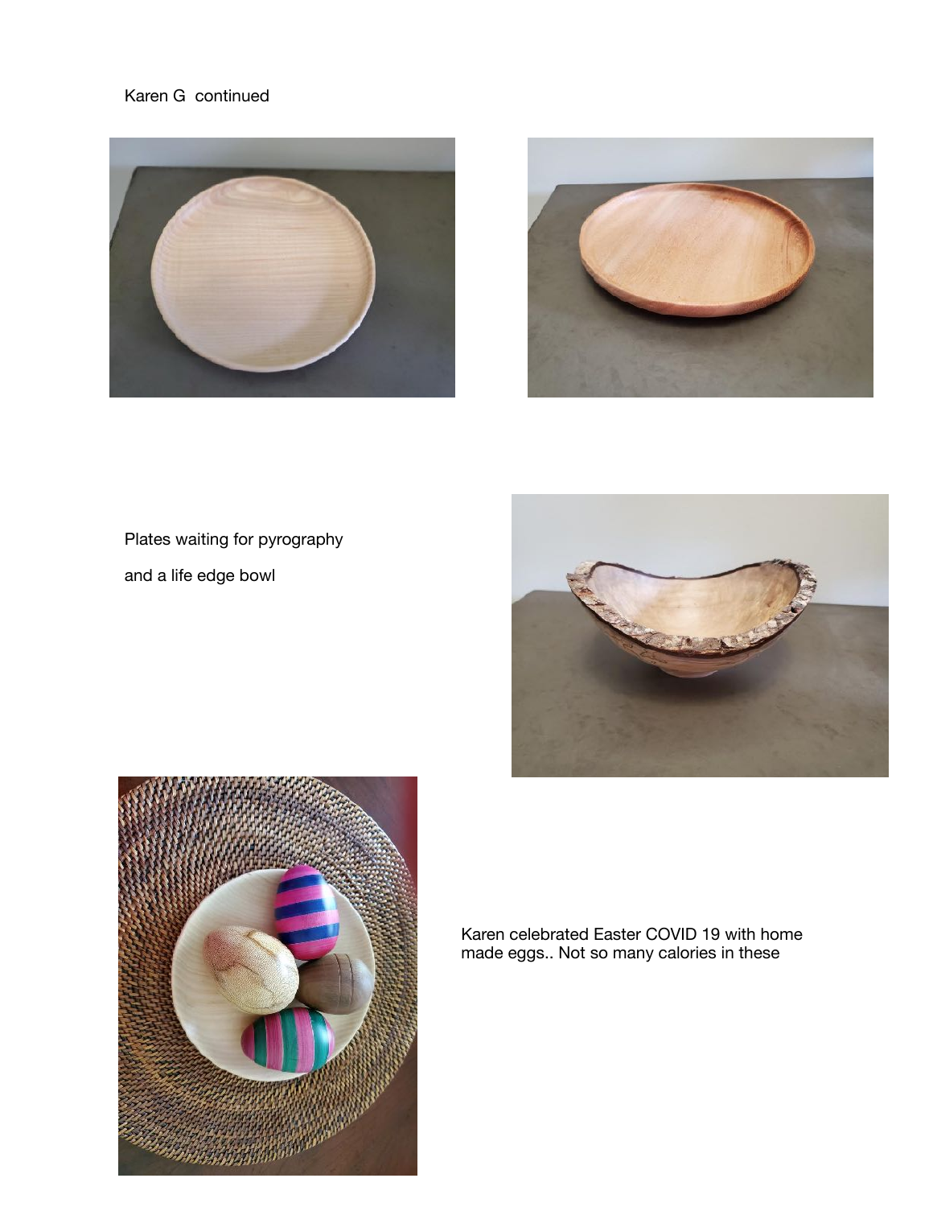Karen G continued

Plates waiting for pyrography

and a life edge bowl

Karen celebrated Easter COVID 19 with home made eggs.. Not so many calories in these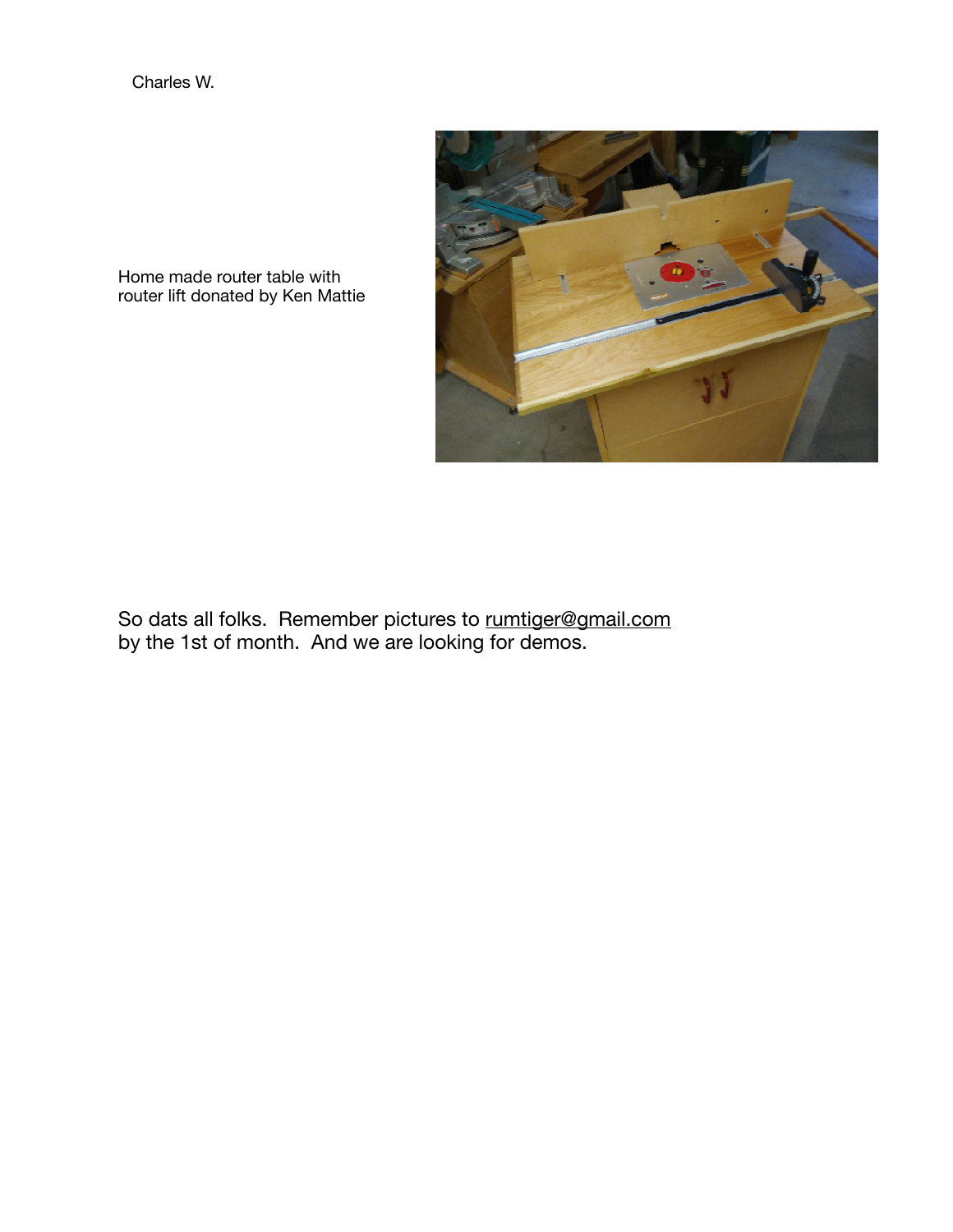Charles W.

Home made router table with router lift donated by Ken Mattie

So dats all folks. Remember pictures to rumtiger@gmail.com by the 1st of month. And we are looking for demos.